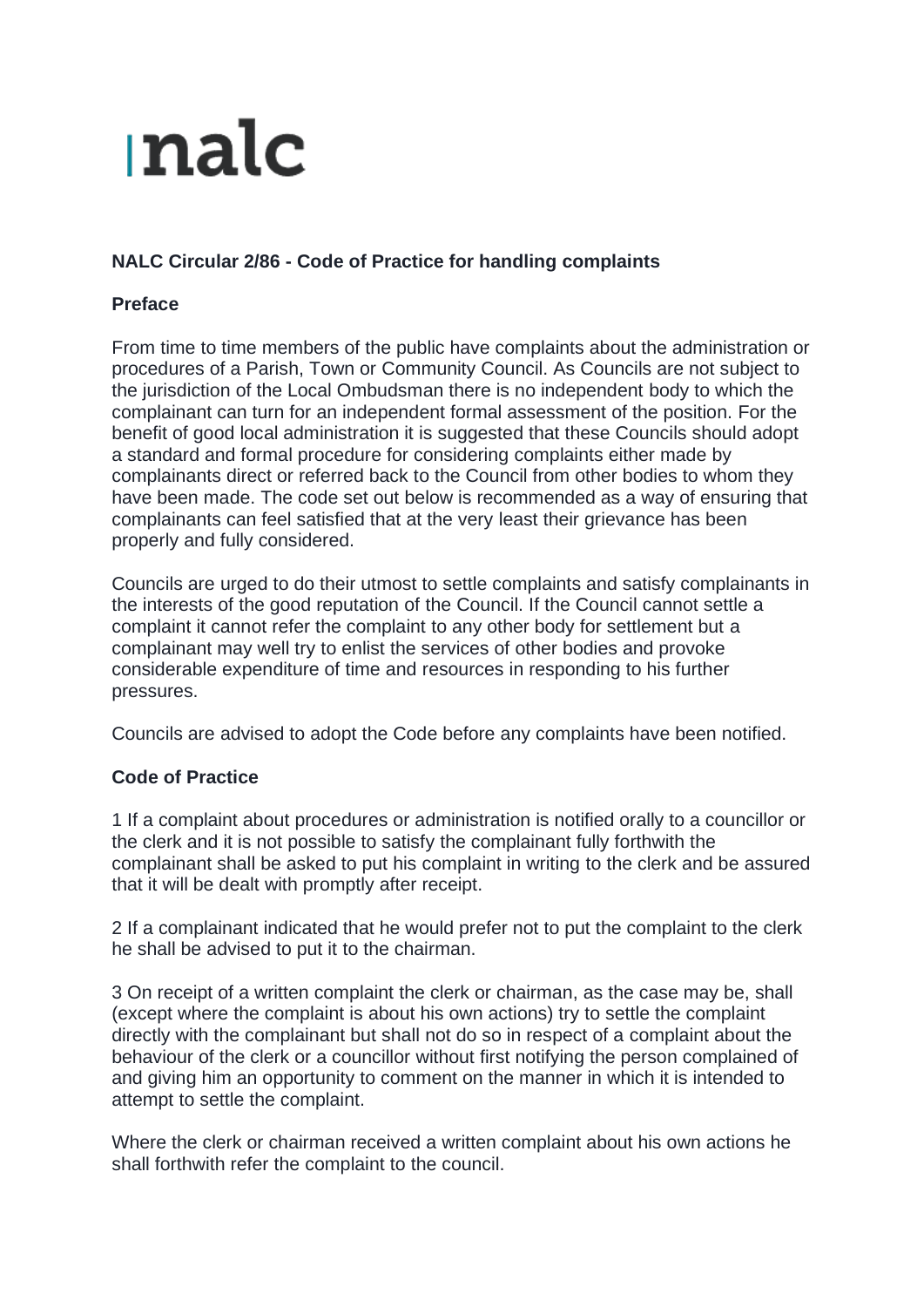# nalc

**NALC Circular 2/86 - Code of Practice for handling complaints**

**Preface**

From time to time members of the public have complaints about the administration or procedures of a Parish, Town or Community Council. As Councils are not subject to the jurisdiction of the Local Ombudsman there is no independent body to which the complainant can turn for an independent formal assessment of the position. For the benefit of good local administration it is suggested that these Councils should adopt a standard and formal procedure for considering complaints either made by complainants direct or referred back to the Council from other bodies to whom they have been made. The code set out below is recommended as a way of ensuring that complainants can feel satisfied that at the very least their grievance has been properly and fully considered.

Councils are urged to do their utmost to settle complaints and satisfy complainants in the interests of the good reputation of the Council. If the Council cannot settle a complaint it cannot refer the complaint to any other body for settlement but a complainant may well try to enlist the services of other bodies and provoke considerable expenditure of time and resources in responding to his further pressures.

Councils are advised to adopt the Code before any complaints have been notified.

**Code of Practice**

1 If a complaint about procedures or administration is notified orally to a councillor or the clerk and it is not possible to satisfy the complainant fully forthwith the complainant shall be asked to put his complaint in writing to the clerk and be assured that it will be dealt with promptly after receipt.

2 If a complainant indicated that he would prefer not to put the complaint to the clerk he shall be advised to put it to the chairman.

3 On receipt of a written complaint the clerk or chairman, as the case may be, shall (except where the complaint is about his own actions) try to settle the complaint directly with the complainant but shall not do so in respect of a complaint about the behaviour of the clerk or a councillor without first notifying the person complained of and giving him an opportunity to comment on the manner in which it is intended to attempt to settle the complaint.

Where the clerk or chairman received a written complaint about his own actions he shall forthwith refer the complaint to the council.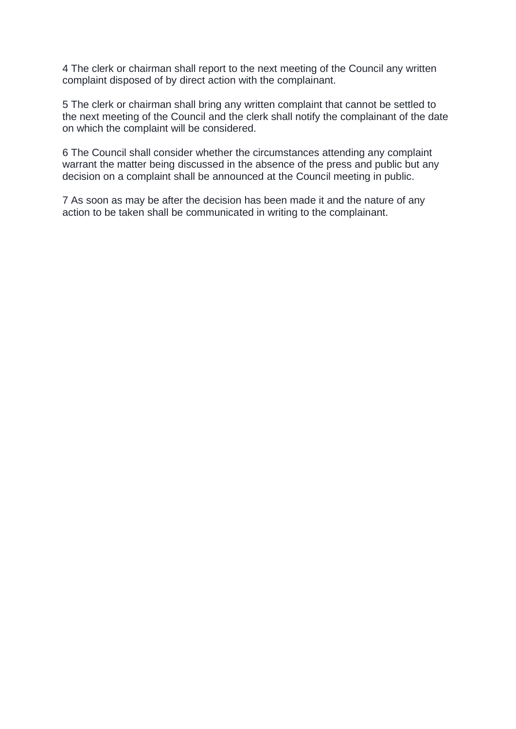4 The clerk or chairman shall report to the next meeting of the Council any written complaint disposed of by direct action with the complainant.

5 The clerk or chairman shall bring any written complaint that cannot be settled to the next meeting of the Council and the clerk shall notify the complainant of the date on which the complaint will be considered.

6 The Council shall consider whether the circumstances attending any complaint warrant the matter being discussed in the absence of the press and public but any decision on a complaint shall be announced at the Council meeting in public.

7 As soon as may be after the decision has been made it and the nature of any action to be taken shall be communicated in writing to the complainant.